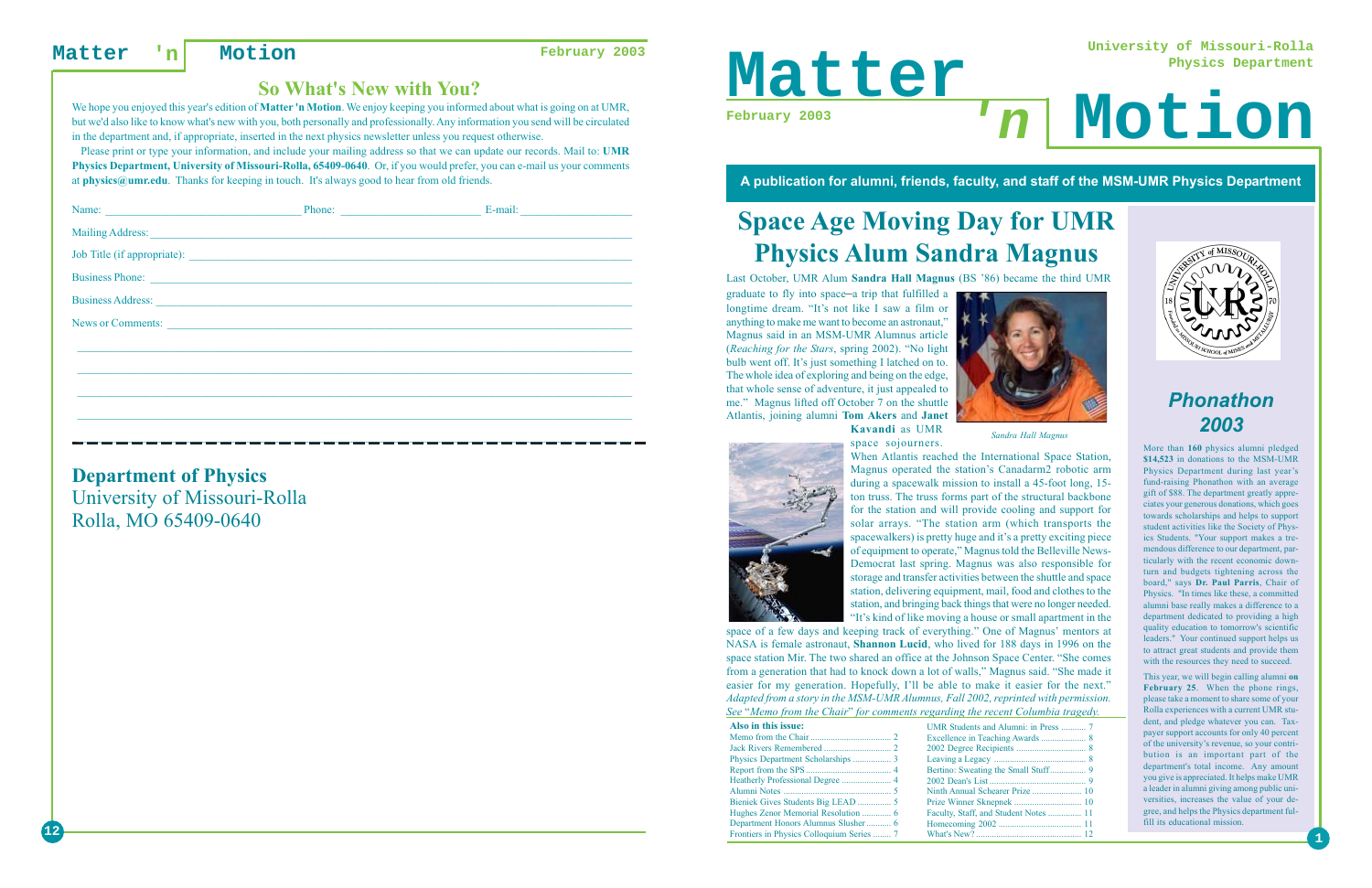## So What's New with You?

We hope you enjoyed this year's edition of **Matter 'n Motion**. We enjoy keeping you informed about what is going on at UMR, but we'd also like to know what's new with you, both personally and professionally. Any information you send will be circulated in the department and, if appropriate, inserted in the next physics newsletter unless you request otherwise.

Please print or type your information, and include your mailing address so that we can update our records. Mail to: **UMR Physics Department, University of Missouri-Rolla, 65409-0640**. Or, if you would prefer, you can e-mail us your comments at **physics@umr.edu**. Thanks for keeping in touch. It's always good to hear from old friends.

Name: ______________________ Phone: ________________ E-mail: ______________

Mailing Address: ______________________________________________

Job Title (if appropriate): ______________________________________

Business Phone: ______________________________________________

Business Address: _____________________________________________

News or Comments: ____________________________________________

**Department of Physics**
University of Missouri-Rolla
Rolla, MO 65409-0640

---

# Matter 'n Motion

February 2003

University of Missouri-Rolla Physics Department

**A publication for alumni, friends, faculty, and staff of the MSM-UMR Physics Department**

# Space Age Moving Day for UMR Physics Alum Sandra Magnus

Last October, UMR Alum **Sandra Hall Magnus** (BS '86) became the third UMR graduate to fly into space–a trip that fulfilled a longtime dream. "It's not like I saw a film or anything to make me want to become an astronaut," Magnus said in an MSM-UMR Alumnus article (*Reaching for the Stars*, spring 2002). "No light bulb went off. It's just something I latched on to. The whole idea of exploring and being on the edge, that whole sense of adventure, it just appealed to me." Magnus lifted off October 7 on the shuttle Atlantis, joining alumni **Tom Akers** and **Janet Kavandi** as UMR space sojourners.

*Sandra Hall Magnus*

When Atlantis reached the International Space Station, Magnus operated the station's Canadarm2 robotic arm during a spacewalk mission to install a 45-foot long, 15-ton truss. The truss forms part of the structural backbone for the station and will provide cooling and support for solar arrays. "The station arm (which transports the spacewalkers) is pretty huge and it's a pretty exciting piece of equipment to operate," Magnus told the Belleville News-Democrat last spring. Magnus was also responsible for storage and transfer activities between the shuttle and space station, delivering equipment, mail, food and clothes to the station, and bringing back things that were no longer needed. "It's kind of like moving a house or small apartment in the space of a few days and keeping track of everything." One of Magnus' mentors at NASA is female astronaut, **Shannon Lucid**, who lived for 188 days in 1996 on the space station Mir. The two shared an office at the Johnson Space Center. "She comes from a generation that had to knock down a lot of walls," Magnus said. "She made it easier for my generation. Hopefully, I'll be able to make it easier for the next." *Adapted from a story in the MSM-UMR Alumnus, Fall 2002, reprinted with permission. See "Memo from the Chair" for comments regarding the recent Columbia tragedy.*

**Also in this issue:**

| Article | Page |
|---|---|
| Memo from the Chair | 2 |
| Jack Rivers Remembered | 2 |
| Physics Department Scholarships | 3 |
| Report from the SPS | 4 |
| Heatherly Professional Degree | 4 |
| Alumni Notes | 5 |
| Bieniek Gives Students Big LEAD | 5 |
| Hughes Zenor Memorial Resolution | 6 |
| Department Honors Alumnus Slusher | 6 |
| Frontiers in Physics Colloquium Series | 7 |
| UMR Students and Alumni: in Press | 7 |
| Excellence in Teaching Awards | 8 |
| 2002 Degree Recipients | 8 |
| Leaving a Legacy | 8 |
| Bertino: Sweating the Small Stuff | 9 |
| 2002 Dean's List | 9 |
| Ninth Annual Schearer Prize | 10 |
| Prize Winner Skrepnek | 10 |
| Faculty, Staff, and Student Notes | 11 |
| Homecoming 2002 | 11 |
| What's New? | 12 |

## *Phonathon 2003*

More than **160** physics alumni pledged **$14,523** in donations to the MSM-UMR Physics Department during last year's fund-raising Phonathon with an average gift of $88. The department greatly appreciates your generous donations, which goes towards scholarships and helps to support student activities like the Society of Physics Students. "Your support makes a tremendous difference to our department, particularly with the recent economic downturn and budgets tightening across the board," says **Dr. Paul Parris**, Chair of Physics. "In times like these, a committed alumni base really makes a difference to a department dedicated to providing a high quality education to tomorrow's scientific leaders." Your continued support helps us to attract great students and provide them with the resources they need to succeed.

This year, we will begin calling alumni **on February 25**. When the phone rings, please take a moment to share some of your Rolla experiences with a current UMR student, and pledge whatever you can. Taxpayer support accounts for only 40 percent of the university's revenue, so your contribution is an important part of the department's total income. Any amount you give is appreciated. It helps make UMR a leader in alumni giving among public universities, increases the value of your degree, and helps the Physics department fulfill its educational mission.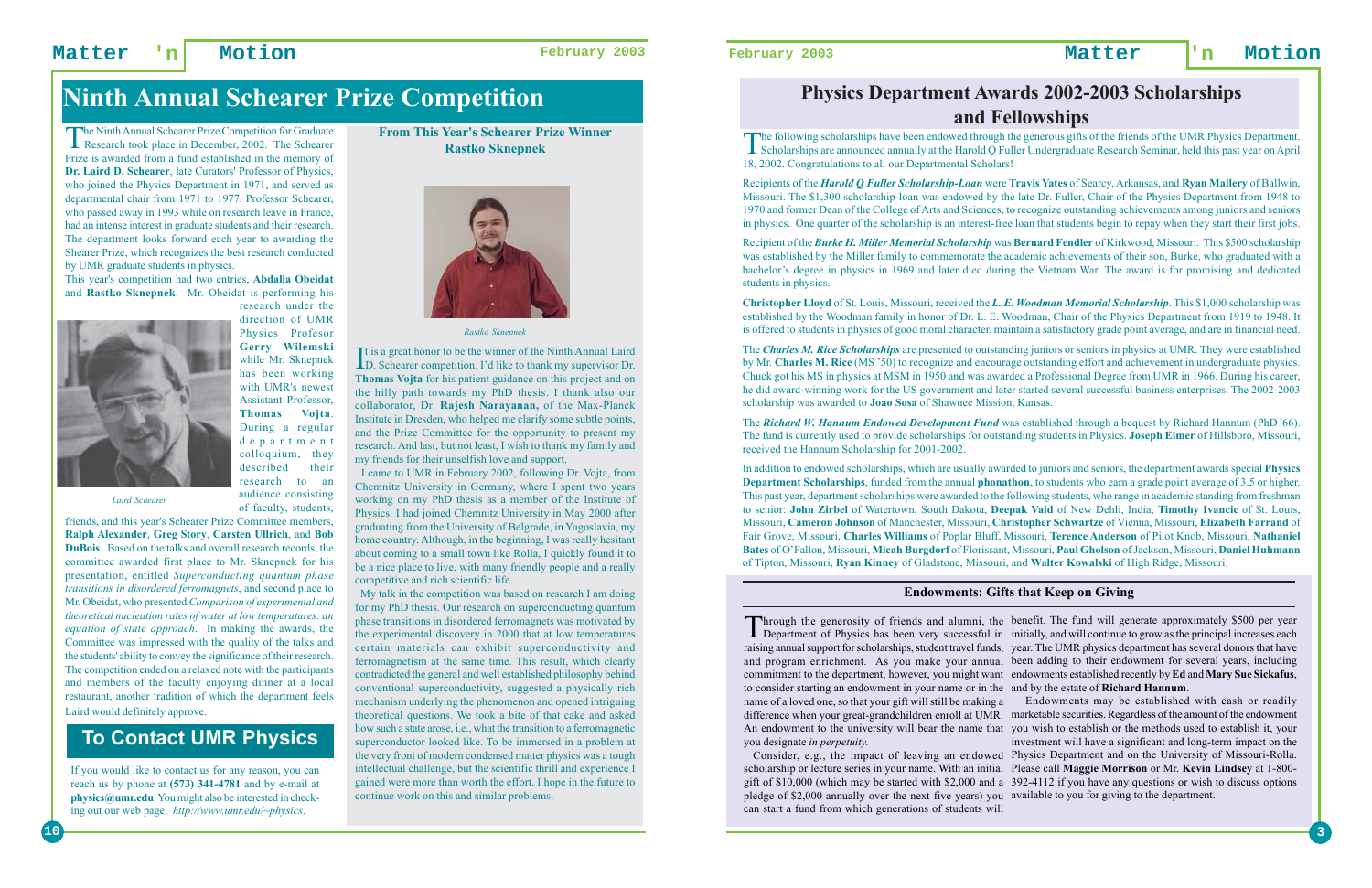# Ninth Annual Schearer Prize Competition

The Ninth Annual Schearer Prize Competition for Graduate Research took place in December, 2002. The Schearer Prize is awarded from a fund established in the memory of **Dr. Laird D. Schearer**, late Curators' Professor of Physics, who joined the Physics Department in 1971, and served as departmental chair from 1971 to 1977. Professor Schearer, who passed away in 1993 while on research leave in France, had an intense interest in graduate students and their research. The department looks forward each year to awarding the Shearer Prize, which recognizes the best research conducted by UMR graduate students in physics.

This year's competition had two entries, **Abdalla Obeidat** and **Rastko Sknepnek**. Mr. Obeidat is performing his research under the direction of UMR Physics Professor **Gerry Wilemski** while Mr. Sknepnek has been working with UMR's newest Assistant Professor, **Thomas Vojta**. During a regular department colloquium, they described their research to an audience consisting of faculty, students, friends, and this year's Schearer Prize Committee members, **Ralph Alexander**, **Greg Story**, **Carsten Ullrich**, and **Bob DuBois**. Based on the talks and overall research records, the committee awarded first place to Mr. Sknepnek for his presentation, entitled *Superconducting quantum phase transitions in disordered ferromagnets*, and second place to Mr. Obeidat, who presented *Comparison of experimental and theoretical nucleation rates of water at low temperatures: an equation of state approach*. In making the awards, the Committee was impressed with the quality of the talks and the students' ability to convey the significance of their research. The competition ended on a relaxed note with the participants and members of the faculty enjoying dinner at a local restaurant, another tradition of which the department feels Laird would definitely approve.

*Laird Schearer*

## From This Year's Schearer Prize Winner Rastko Sknepnek

*Rastko Sknepnek*

It is a great honor to be the winner of the Ninth Annual Laird D. Schearer competition. I'd like to thank my supervisor Dr. **Thomas Vojta** for his patient guidance on this project and on the hilly path towards my PhD thesis. I thank also our collaborator, Dr. **Rajesh Narayanan,** of the Max-Planck Institute in Dresden, who helped me clarify some subtle points, and the Prize Committee for the opportunity to present my research. And last, but not least, I wish to thank my family and my friends for their unselfish love and support.

I came to UMR in February 2002, following Dr. Vojta, from Chemnitz University in Germany, where I spent two years working on my PhD thesis as a member of the Institute of Physics. I had joined Chemnitz University in May 2000 after graduating from the University of Belgrade, in Yugoslavia, my home country. Although, in the beginning, I was really hesitant about coming to a small town like Rolla, I quickly found it to be a nice place to live, with many friendly people and a really competitive and rich scientific life.

My talk in the competition was based on research I am doing for my PhD thesis. Our research on superconducting quantum phase transitions in disordered ferromagnets was motivated by the experimental discovery in 2000 that at low temperatures certain materials can exhibit superconductivity and ferromagnetism at the same time. This result, which clearly contradicted the general and well established philosophy behind conventional superconductivity, suggested a physically rich mechanism underlying the phenomenon and opened intriguing theoretical questions. We took a bite of that cake and asked how such a state arose, i.e., what the transition to a ferromagnetic superconductor looked like. To be immersed in a problem at the very front of modern condensed matter physics was a tough intellectual challenge, but the scientific thrill and experience I gained were more than worth the effort. I hope in the future to continue work on this and similar problems.

## To Contact UMR Physics

If you would like to contact us for any reason, you can reach us by phone at **(573) 341-4781** and by e-mail at **physics@umr.edu**. You might also be interested in checking out our web page, *http://www.umr.edu/~physics*.

# Physics Department Awards 2002-2003 Scholarships and Fellowships

The following scholarships have been endowed through the generous gifts of the friends of the UMR Physics Department. Scholarships are announced annually at the Harold Q Fuller Undergraduate Research Seminar, held this past year on April 18, 2002. Congratulations to all our Departmental Scholars!

Recipients of the ***Harold Q Fuller Scholarship-Loan*** were **Travis Yates** of Searcy, Arkansas, and **Ryan Mallery** of Ballwin, Missouri. The $1,300 scholarship-loan was endowed by the late Dr. Fuller, Chair of the Physics Department from 1948 to 1970 and former Dean of the College of Arts and Sciences, to recognize outstanding achievements among juniors and seniors in physics. One quarter of the scholarship is an interest-free loan that students begin to repay when they start their first jobs.

Recipient of the ***Burke H. Miller Memorial Scholarship*** was **Bernard Fendler** of Kirkwood, Missouri. This $500 scholarship was established by the Miller family to commemorate the academic achievements of their son, Burke, who graduated with a bachelor's degree in physics in 1969 and later died during the Vietnam War. The award is for promising and dedicated students in physics.

**Christopher Lloyd** of St. Louis, Missouri, received the ***L. E. Woodman Memorial Scholarship***. This $1,000 scholarship was established by the Woodman family in honor of Dr. L. E. Woodman, Chair of the Physics Department from 1919 to 1948. It is offered to students in physics of good moral character, maintain a satisfactory grade point average, and are in financial need.

The ***Charles M. Rice Scholarships*** are presented to outstanding juniors or seniors in physics at UMR. They were established by Mr. **Charles M. Rice** (MS '50) to recognize and encourage outstanding effort and achievement in undergraduate physics. Chuck got his MS in physics at MSM in 1950 and was awarded a Professional Degree from UMR in 1966. During his career, he did award-winning work for the US government and later started several successful business enterprises. The 2002-2003 scholarship was awarded to **Joao Sosa** of Shawnee Mission, Kansas.

The ***Richard W. Hannum Endowed Development Fund*** was established through a bequest by Richard Hannum (PhD '66). The fund is currently used to provide scholarships for outstanding students in Physics. **Joseph Eimer** of Hillsboro, Missouri, received the Hannum Scholarship for 2001-2002.

In addition to endowed scholarships, which are usually awarded to juniors and seniors, the department awards special **Physics Department Scholarships**, funded from the annual **phonathon**, to students who earn a grade point average of 3.5 or higher. This past year, department scholarships were awarded to the following students, who range in academic standing from freshman to senior: **John Zirbel** of Watertown, South Dakota, **Deepak Vaid** of New Dehli, India, **Timothy Ivancic** of St. Louis, Missouri, **Cameron Johnson** of Manchester, Missouri, **Christopher Schwartze** of Vienna, Missouri, **Elizabeth Farrand** of Fair Grove, Missouri, **Charles Williams** of Poplar Bluff, Missouri, **Terence Anderson** of Pilot Knob, Missouri, **Nathaniel Bates** of O'Fallon, Missouri, **Micah Burgdorf** of Florissant, Missouri, **Paul Gholson** of Jackson, Missouri, **Daniel Huhmann** of Tipton, Missouri, **Ryan Kinney** of Gladstone, Missouri, and **Walter Kowalski** of High Ridge, Missouri.

## Endowments: Gifts that Keep on Giving

Through the generosity of friends and alumni, the Department of Physics has been very successful in raising annual support for scholarships, student travel funds, and program enrichment. As you make your annual commitment to the department, however, you might want to consider starting an endowment in your name or in the name of a loved one, so that your gift will still be making a difference when your great-grandchildren enroll at UMR. An endowment to the university will bear the name that you designate *in perpetuity.*

Consider, e.g., the impact of leaving an endowed scholarship or lecture series in your name. With an initial gift of $10,000 (which may be started with $2,000 and a pledge of $2,000 annually over the next five years) you can start a fund from which generations of students will benefit. The fund will generate approximately $500 per year initially, and will continue to grow as the principal increases each year. The UMR physics department has several donors that have been adding to their endowment for several years, including endowments established recently by **Ed** and **Mary Sue Sickafus**, and by the estate of **Richard Hannum**.

Endowments may be established with cash or readily marketable securities. Regardless of the amount of the endowment you wish to establish or the methods used to establish it, your investment will have a significant and long-term impact on the Physics Department and on the University of Missouri-Rolla. Please call **Maggie Morrison** or Mr. **Kevin Lindsey** at 1-800-392-4112 if you have any questions or wish to discuss options available to you for giving to the department.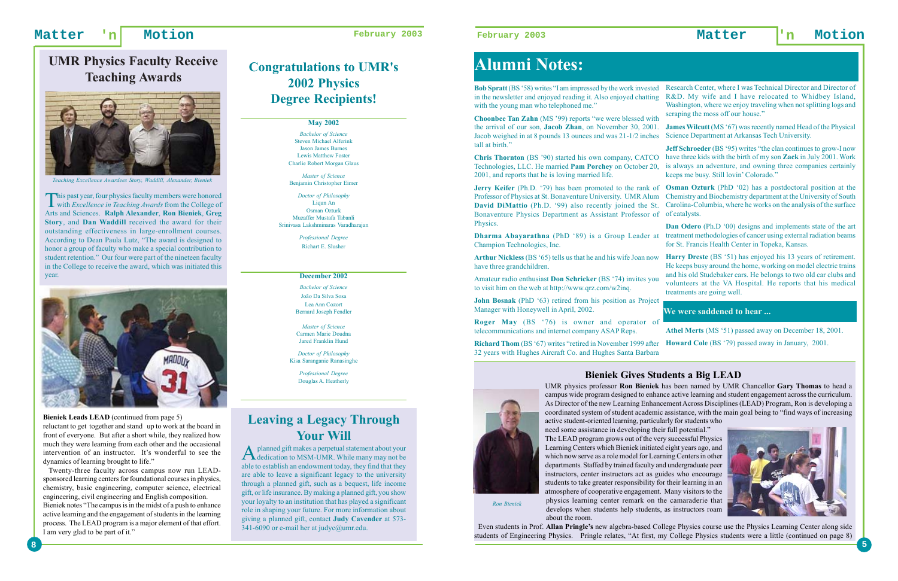## UMR Physics Faculty Receive Teaching Awards

*Teaching Excellence Awardees Story, Waddill, Alexander, Bieniek*

This past year, four physics faculty members were honored with *Excellence in Teaching Awards* from the College of Arts and Sciences. **Ralph Alexander**, **Ron Bieniek**, **Greg Story**, and **Dan Waddill** received the award for their outstanding effectiveness in large-enrollment courses. According to Dean Paula Lutz, "The award is designed to honor a group of faculty who make a special contribution to student retention." Our four were part of the nineteen faculty in the College to receive the award, which was initiated this year.

**Bieniek Leads LEAD** (continued from page 5)

reluctant to get together and stand up to work at the board in front of everyone. But after a short while, they realized how much they were learning from each other and the occasional intervention of an instructor. It's wonderful to see the dynamics of learning brought to life."

Twenty-three faculty across campus now run LEAD-sponsored learning centers for foundational courses in physics, chemistry, basic engineering, computer science, electrical engineering, civil engineering and English composition. Bieniek notes "The campus is in the midst of a push to enhance active learning and the engagement of students in the learning process. The LEAD program is a major element of that effort. I am very glad to be part of it."

## Congratulations to UMR's 2002 Physics Degree Recipients!

**May 2002**

*Bachelor of Science*
Steven Michael Alferink
Jason James Burnes
Lewis Matthew Foster
Charlie Robert Morgan Glaus

*Master of Science*
Benjamin Christopher Eimer

*Doctor of Philosophy*
Liqun An
Osman Ozturk
Muzaffer Mustafa Tabanli
Srinivasa Lakshminaras Varadharajan

*Professional Degree*
Richart E. Slusher

**December 2002**

*Bachelor of Science*
João Da Silva Sosa
Lea Ann Cozort
Bernard Joseph Fendler

*Master of Science*
Carmen Marie Doudna
Jared Franklin Hund

*Doctor of Philosophy*
Kisa Saranganie Ranasinghe

*Professional Degree*
Douglas A. Heatherly

## Leaving a Legacy Through Your Will

A planned gift makes a perpetual statement about your dedication to MSM-UMR. While many may not be able to establish an endowment today, they find that they are able to leave a significant legacy to the university through a planned gift, such as a bequest, life income gift, or life insurance. By making a planned gift, you show your loyalty to an institution that has played a significant role in shaping your future. For more information about giving a planned gift, contact **Judy Cavender** at 573-341-6090 or e-mail her at judyc@umr.edu.

# Alumni Notes:

**Bob Spratt** (BS '58) writes "I am impressed by the work invested in the newsletter and enjoyed reading it. Also enjoyed chatting with the young man who telephoned me."

**Choonbee Tan Zahn** (MS '99) reports "we were blessed with the arrival of our son, **Jacob Zhan**, on November 30, 2001. Jacob weighed in at 8 pounds 13 ounces and was 21-1/2 inches tall at birth."

**Chris Thornton** (BS '90) started his own company, CATCO Technologies, LLC. He married **Pam Porchey** on October 20, 2001, and reports that he is loving married life.

**Jerry Keifer** (Ph.D. '79) has been promoted to the rank of Professor of Physics at St. Bonaventure University. UMR Alum **David DiMattio** (Ph.D. '99) also recently joined the St. Bonaventure Physics Department as Assistant Professor of Physics.

**Dharma Abayarathna** (PhD '89) is a Group Leader at Champion Technologies, Inc.

**Arthur Nickless** (BS '65) tells us that he and his wife Joan now have three grandchildren.

Amateur radio enthusiast **Don Schricker** (BS '74) invites you to visit him on the web at http://www.qrz.com/w2inq.

**John Bosnak** (PhD '63) retired from his position as Project Manager with Honeywell in April, 2002.

**Roger May** (BS '76) is owner and operator of telecommunications and internet company ASAP Reps.

**Richard Thom** (BS '67) writes "retired in November 1999 after 32 years with Hughes Aircraft Co. and Hughes Santa Barbara Research Center, where I was Technical Director and Director of R&D. My wife and I have relocated to Whidbey Island, Washington, where we enjoy traveling when not splitting logs and scraping the moss off our house."

**James Wilcutt** (MS '67) was recently named Head of the Physical Science Department at Arkansas Tech University.

**Jeff Schroeder** (BS '95) writes "the clan continues to grow-I now have three kids with the birth of my son **Zack** in July 2001. Work is always an adventure, and owning three companies certainly keeps me busy. Still lovin' Colorado."

**Osman Ozturk** (PhD '02) has a postdoctoral position at the Chemistry and Biochemistry department at the University of South Carolina-Columbia, where he works on the analysis of the surface of catalysts.

**Dan Odero** (Ph.D. '00) designs and implements state of the art treatment methodologies of cancer using external radiation beams for St. Francis Health Center in Topeka, Kansas.

**Harry Dreste** (BS '51) has enjoyed his 13 years of retirement. He keeps busy around the home, working on model electric trains and his old Studebaker cars. He belongs to two old car clubs and volunteers at the VA Hospital. He reports that his medical treatments are going well.

### We were saddened to hear ...

**Athel Merts** (MS '51) passed away on December 18, 2001.

**Howard Cole** (BS '79) passed away in January, 2001.

## Bieniek Gives Students a Big LEAD

*Ron Bieniek*

UMR physics professor **Ron Bieniek** has been named by UMR Chancellor **Gary Thomas** to head a campus wide program designed to enhance active learning and student engagement across the curriculum. As Director of the new Learning Enhancement Across Disciplines (LEAD) Program, Ron is developing a coordinated system of student academic assistance, with the main goal being to "find ways of increasing active student-oriented learning, particularly for students who need some assistance in developing their full potential."

The LEAD program grows out of the very successful Physics Learning Centers which Bieniek initiated eight years ago, and which now serve as a role model for Learning Centers in other departments. Staffed by trained faculty and undergraduate peer instructors, center instructors act as guides who encourage students to take greater responsibility for their learning in an atmosphere of cooperative engagement. Many visitors to the physics learning center remark on the camaraderie that develops when students help students, as instructors roam about the room.

Even students in Prof. **Allan Pringle's** new algebra-based College Physics course use the Physics Learning Center along side students of Engineering Physics. Pringle relates, "At first, my College Physics students were a little (continued on page 8)